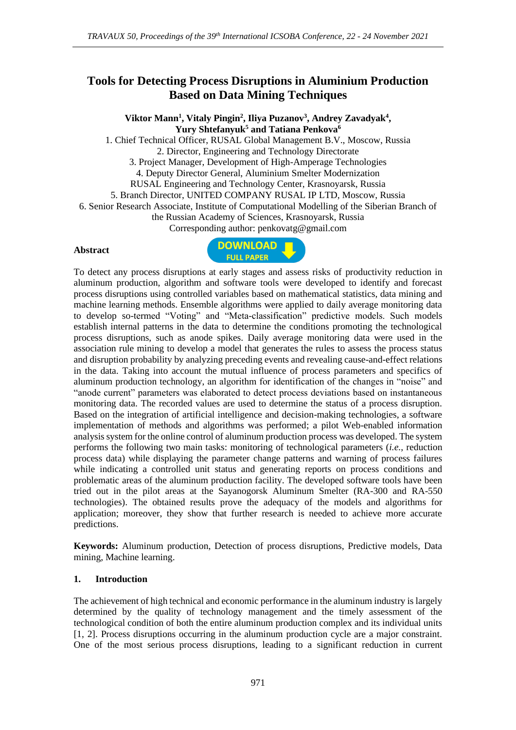# Tools for Detecting Process Disruptions in Aluminium Production Based on Data Mining Techniques

**Viktor Mann[1], Vitaly Pingin[2], Iliya Puzanov[3], Andrey Zavadyak[4], Yury Shtefanyuk[5] and Tatiana Penkova[6]**

1. Chief Technical Officer, RUSAL Global Management B.V., Moscow, Russia
2. Director, Engineering and Technology Directorate
3. Project Manager, Development of High-Amperage Technologies
4. Deputy Director General, Aluminium Smelter Modernization

RUSAL Engineering and Technology Center, Krasnoyarsk, Russia

5. Branch Director, UNITED COMPANY RUSAL IP LTD, Moscow, Russia
6. Senior Research Associate, Institute of Computational Modelling of the Siberian Branch of the Russian Academy of Sciences, Krasnoyarsk, Russia

Corresponding author: penkovatg@gmail.com

## Abstract

To detect any process disruptions at early stages and assess risks of productivity reduction in aluminum production, algorithm and software tools were developed to identify and forecast process disruptions using controlled variables based on mathematical statistics, data mining and machine learning methods. Ensemble algorithms were applied to daily average monitoring data to develop so-termed "Voting" and "Meta-classification" predictive models. Such models establish internal patterns in the data to determine the conditions promoting the technological process disruptions, such as anode spikes. Daily average monitoring data were used in the association rule mining to develop a model that generates the rules to assess the process status and disruption probability by analyzing preceding events and revealing cause-and-effect relations in the data. Taking into account the mutual influence of process parameters and specifics of aluminum production technology, an algorithm for identification of the changes in "noise" and "anode current" parameters was elaborated to detect process deviations based on instantaneous monitoring data. The recorded values are used to determine the status of a process disruption. Based on the integration of artificial intelligence and decision-making technologies, a software implementation of methods and algorithms was performed; a pilot Web-enabled information analysis system for the online control of aluminum production process was developed. The system performs the following two main tasks: monitoring of technological parameters (*i.e.*, reduction process data) while displaying the parameter change patterns and warning of process failures while indicating a controlled unit status and generating reports on process conditions and problematic areas of the aluminum production facility. The developed software tools have been tried out in the pilot areas at the Sayanogorsk Aluminum Smelter (RA-300 and RA-550 technologies). The obtained results prove the adequacy of the models and algorithms for application; moreover, they show that further research is needed to achieve more accurate predictions.

**Keywords:** Aluminum production, Detection of process disruptions, Predictive models, Data mining, Machine learning.

## 1. Introduction

The achievement of high technical and economic performance in the aluminum industry is largely determined by the quality of technology management and the timely assessment of the technological condition of both the entire aluminum production complex and its individual units [1, 2]. Process disruptions occurring in the aluminum production cycle are a major constraint. One of the most serious process disruptions, leading to a significant reduction in current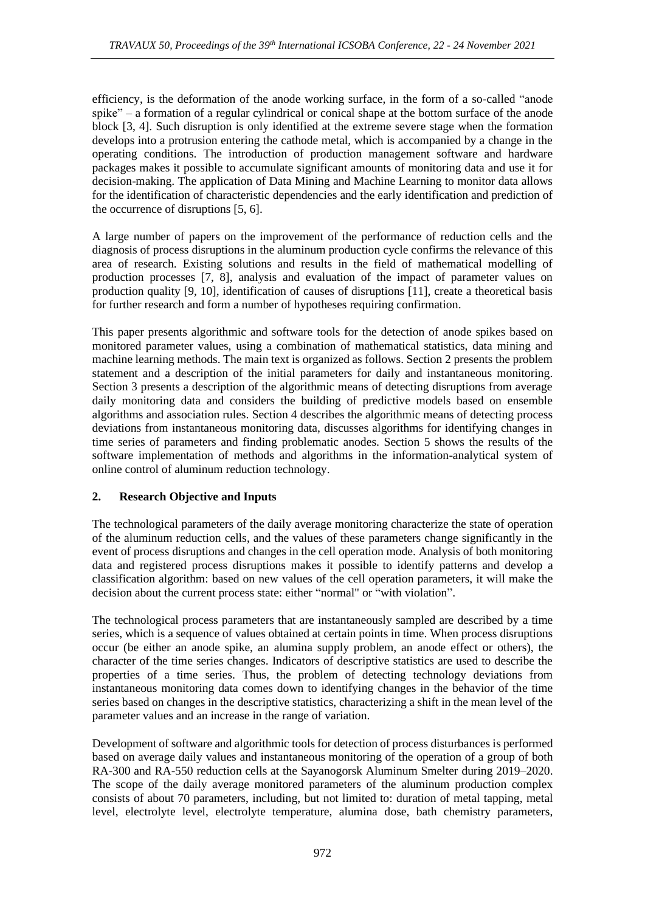efficiency, is the deformation of the anode working surface, in the form of a so-called "anode spike" – a formation of a regular cylindrical or conical shape at the bottom surface of the anode block [3, 4]. Such disruption is only identified at the extreme severe stage when the formation develops into a protrusion entering the cathode metal, which is accompanied by a change in the operating conditions. The introduction of production management software and hardware packages makes it possible to accumulate significant amounts of monitoring data and use it for decision-making. The application of Data Mining and Machine Learning to monitor data allows for the identification of characteristic dependencies and the early identification and prediction of the occurrence of disruptions [5, 6].

A large number of papers on the improvement of the performance of reduction cells and the diagnosis of process disruptions in the aluminum production cycle confirms the relevance of this area of research. Existing solutions and results in the field of mathematical modelling of production processes [7, 8], analysis and evaluation of the impact of parameter values on production quality [9, 10], identification of causes of disruptions [11], create a theoretical basis for further research and form a number of hypotheses requiring confirmation.

This paper presents algorithmic and software tools for the detection of anode spikes based on monitored parameter values, using a combination of mathematical statistics, data mining and machine learning methods. The main text is organized as follows. Section 2 presents the problem statement and a description of the initial parameters for daily and instantaneous monitoring. Section 3 presents a description of the algorithmic means of detecting disruptions from average daily monitoring data and considers the building of predictive models based on ensemble algorithms and association rules. Section 4 describes the algorithmic means of detecting process deviations from instantaneous monitoring data, discusses algorithms for identifying changes in time series of parameters and finding problematic anodes. Section 5 shows the results of the software implementation of methods and algorithms in the information-analytical system of online control of aluminum reduction technology.

## 2. Research Objective and Inputs

The technological parameters of the daily average monitoring characterize the state of operation of the aluminum reduction cells, and the values of these parameters change significantly in the event of process disruptions and changes in the cell operation mode. Analysis of both monitoring data and registered process disruptions makes it possible to identify patterns and develop a classification algorithm: based on new values of the cell operation parameters, it will make the decision about the current process state: either "normal" or "with violation".

The technological process parameters that are instantaneously sampled are described by a time series, which is a sequence of values obtained at certain points in time. When process disruptions occur (be either an anode spike, an alumina supply problem, an anode effect or others), the character of the time series changes. Indicators of descriptive statistics are used to describe the properties of a time series. Thus, the problem of detecting technology deviations from instantaneous monitoring data comes down to identifying changes in the behavior of the time series based on changes in the descriptive statistics, characterizing a shift in the mean level of the parameter values and an increase in the range of variation.

Development of software and algorithmic tools for detection of process disturbances is performed based on average daily values and instantaneous monitoring of the operation of a group of both RA-300 and RA-550 reduction cells at the Sayanogorsk Aluminum Smelter during 2019–2020. The scope of the daily average monitored parameters of the aluminum production complex consists of about 70 parameters, including, but not limited to: duration of metal tapping, metal level, electrolyte level, electrolyte temperature, alumina dose, bath chemistry parameters,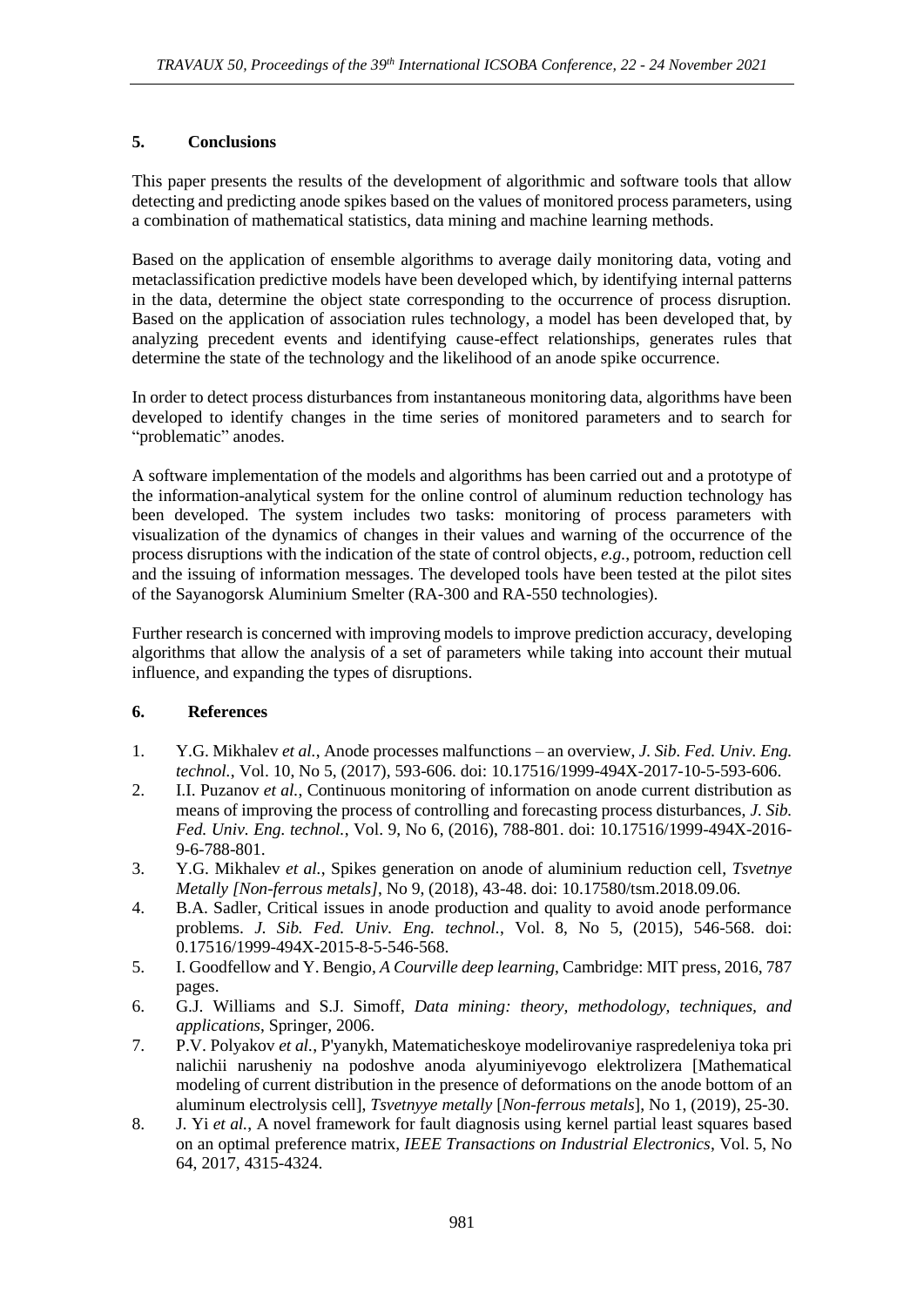## 5. Conclusions

This paper presents the results of the development of algorithmic and software tools that allow detecting and predicting anode spikes based on the values of monitored process parameters, using a combination of mathematical statistics, data mining and machine learning methods.

Based on the application of ensemble algorithms to average daily monitoring data, voting and metaclassification predictive models have been developed which, by identifying internal patterns in the data, determine the object state corresponding to the occurrence of process disruption. Based on the application of association rules technology, a model has been developed that, by analyzing precedent events and identifying cause-effect relationships, generates rules that determine the state of the technology and the likelihood of an anode spike occurrence.

In order to detect process disturbances from instantaneous monitoring data, algorithms have been developed to identify changes in the time series of monitored parameters and to search for "problematic" anodes.

A software implementation of the models and algorithms has been carried out and a prototype of the information-analytical system for the online control of aluminum reduction technology has been developed. The system includes two tasks: monitoring of process parameters with visualization of the dynamics of changes in their values and warning of the occurrence of the process disruptions with the indication of the state of control objects, *e.g.*, potroom, reduction cell and the issuing of information messages. The developed tools have been tested at the pilot sites of the Sayanogorsk Aluminium Smelter (RA-300 and RA-550 technologies).

Further research is concerned with improving models to improve prediction accuracy, developing algorithms that allow the analysis of a set of parameters while taking into account their mutual influence, and expanding the types of disruptions.

## 6. References

1. Y.G. Mikhalev *et al.*, Anode processes malfunctions – an overview, *J. Sib. Fed. Univ. Eng. technol.*, Vol. 10, No 5, (2017), 593-606. doi: 10.17516/1999-494X-2017-10-5-593-606.
2. I.I. Puzanov *et al.*, Continuous monitoring of information on anode current distribution as means of improving the process of controlling and forecasting process disturbances, *J. Sib. Fed. Univ. Eng. technol.*, Vol. 9, No 6, (2016), 788-801. doi: 10.17516/1999-494X-2016-9-6-788-801.
3. Y.G. Mikhalev *et al.*, Spikes generation on anode of aluminium reduction cell, *Tsvetnye Metally [Non-ferrous metals]*, No 9, (2018), 43-48. doi: 10.17580/tsm.2018.09.06.
4. B.A. Sadler, Critical issues in anode production and quality to avoid anode performance problems. *J. Sib. Fed. Univ. Eng. technol.*, Vol. 8, No 5, (2015), 546-568. doi: 0.17516/1999-494X-2015-8-5-546-568.
5. I. Goodfellow and Y. Bengio, *A Courville deep learning*, Cambridge: MIT press, 2016, 787 pages.
6. G.J. Williams and S.J. Simoff, *Data mining: theory, methodology, techniques, and applications*, Springer, 2006.
7. P.V. Polyakov *et al.*, P'yanykh, Matematicheskoye modelirovaniye raspredeleniya toka pri nalichii narusheniy na podoshve anoda alyuminiyevogo elektrolizera [Mathematical modeling of current distribution in the presence of deformations on the anode bottom of an aluminum electrolysis cell], *Tsvetnyye metally* [*Non-ferrous metals*], No 1, (2019), 25-30.
8. J. Yi *et al.*, A novel framework for fault diagnosis using kernel partial least squares based on an optimal preference matrix, *IEEE Transactions on Industrial Electronics*, Vol. 5, No 64, 2017, 4315-4324.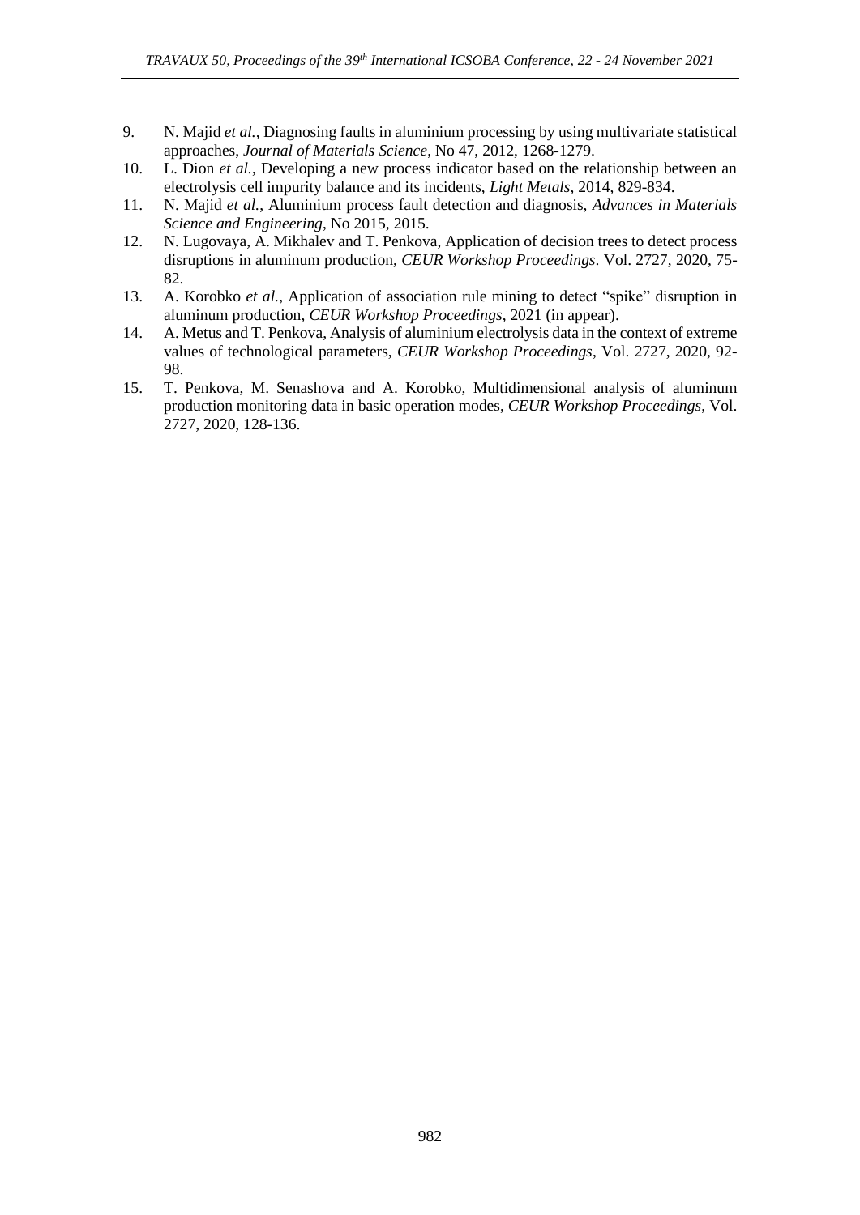9. N. Majid *et al.*, Diagnosing faults in aluminium processing by using multivariate statistical approaches, *Journal of Materials Science*, No 47, 2012, 1268-1279.
10. L. Dion *et al.*, Developing a new process indicator based on the relationship between an electrolysis cell impurity balance and its incidents, *Light Metals*, 2014, 829-834.
11. N. Majid *et al.*, Aluminium process fault detection and diagnosis, *Advances in Materials Science and Engineering*, No 2015, 2015.
12. N. Lugovaya, A. Mikhalev and T. Penkova, Application of decision trees to detect process disruptions in aluminum production, *CEUR Workshop Proceedings*. Vol. 2727, 2020, 75-82.
13. A. Korobko *et al.*, Application of association rule mining to detect "spike" disruption in aluminum production, *CEUR Workshop Proceedings*, 2021 (in appear).
14. A. Metus and T. Penkova, Analysis of aluminium electrolysis data in the context of extreme values of technological parameters, *CEUR Workshop Proceedings*, Vol. 2727, 2020, 92-98.
15. T. Penkova, M. Senashova and A. Korobko, Multidimensional analysis of aluminum production monitoring data in basic operation modes, *CEUR Workshop Proceedings*, Vol. 2727, 2020, 128-136.